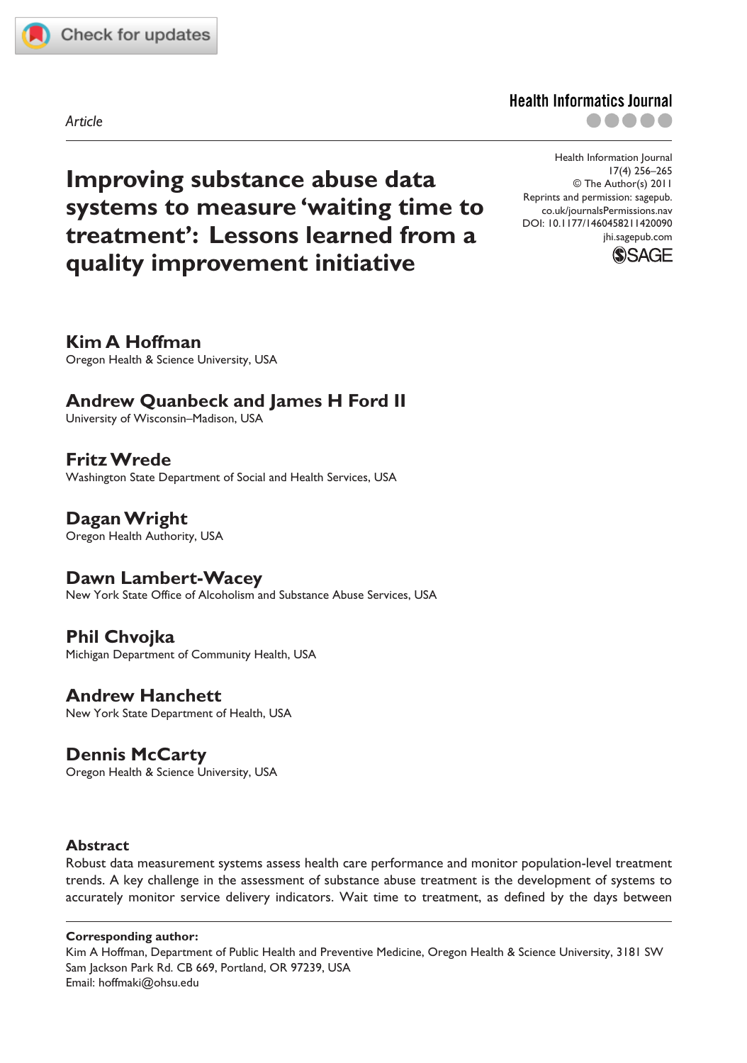Article

# Improving substance abuse data systems to measure 'waiting time to treatment': Lessons learned from a quality improvement initiative

Health Information Journal
17(4) 256–265
© The Author(s) 2011
Reprints and permission: sagepub.co.uk/journalsPermissions.nav
DOI: 10.1177/1460458211420090
jhi.sagepub.com

**Kim A Hoffman**
Oregon Health & Science University, USA

**Andrew Quanbeck and James H Ford II**
University of Wisconsin–Madison, USA

**Fritz Wrede**
Washington State Department of Social and Health Services, USA

**Dagan Wright**
Oregon Health Authority, USA

**Dawn Lambert-Wacey**
New York State Office of Alcoholism and Substance Abuse Services, USA

**Phil Chvojka**
Michigan Department of Community Health, USA

**Andrew Hanchett**
New York State Department of Health, USA

**Dennis McCarty**
Oregon Health & Science University, USA

## Abstract

Robust data measurement systems assess health care performance and monitor population-level treatment trends. A key challenge in the assessment of substance abuse treatment is the development of systems to accurately monitor service delivery indicators. Wait time to treatment, as defined by the days between

**Corresponding author:**
Kim A Hoffman, Department of Public Health and Preventive Medicine, Oregon Health & Science University, 3181 SW Sam Jackson Park Rd. CB 669, Portland, OR 97239, USA
Email: hoffmaki@ohsu.edu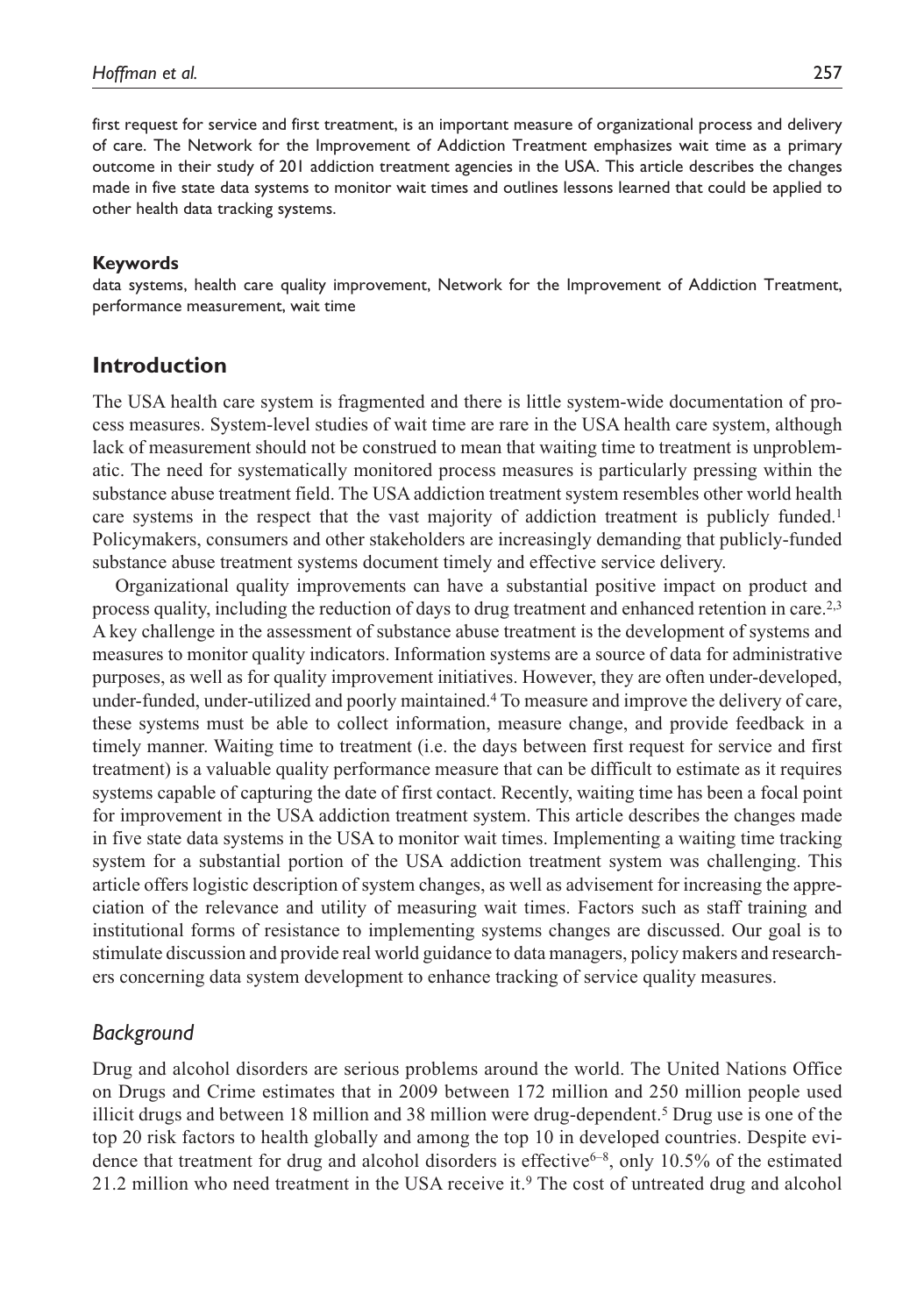first request for service and first treatment, is an important measure of organizational process and delivery of care. The Network for the Improvement of Addiction Treatment emphasizes wait time as a primary outcome in their study of 201 addiction treatment agencies in the USA. This article describes the changes made in five state data systems to monitor wait times and outlines lessons learned that could be applied to other health data tracking systems.

#### Keywords

data systems, health care quality improvement, Network for the Improvement of Addiction Treatment, performance measurement, wait time

## Introduction

The USA health care system is fragmented and there is little system-wide documentation of process measures. System-level studies of wait time are rare in the USA health care system, although lack of measurement should not be construed to mean that waiting time to treatment is unproblematic. The need for systematically monitored process measures is particularly pressing within the substance abuse treatment field. The USA addiction treatment system resembles other world health care systems in the respect that the vast majority of addiction treatment is publicly funded.[1] Policymakers, consumers and other stakeholders are increasingly demanding that publicly-funded substance abuse treatment systems document timely and effective service delivery.

Organizational quality improvements can have a substantial positive impact on product and process quality, including the reduction of days to drug treatment and enhanced retention in care.[2,3] A key challenge in the assessment of substance abuse treatment is the development of systems and measures to monitor quality indicators. Information systems are a source of data for administrative purposes, as well as for quality improvement initiatives. However, they are often under-developed, under-funded, under-utilized and poorly maintained.[4] To measure and improve the delivery of care, these systems must be able to collect information, measure change, and provide feedback in a timely manner. Waiting time to treatment (i.e. the days between first request for service and first treatment) is a valuable quality performance measure that can be difficult to estimate as it requires systems capable of capturing the date of first contact. Recently, waiting time has been a focal point for improvement in the USA addiction treatment system. This article describes the changes made in five state data systems in the USA to monitor wait times. Implementing a waiting time tracking system for a substantial portion of the USA addiction treatment system was challenging. This article offers logistic description of system changes, as well as advisement for increasing the appreciation of the relevance and utility of measuring wait times. Factors such as staff training and institutional forms of resistance to implementing systems changes are discussed. Our goal is to stimulate discussion and provide real world guidance to data managers, policy makers and researchers concerning data system development to enhance tracking of service quality measures.

### *Background*

Drug and alcohol disorders are serious problems around the world. The United Nations Office on Drugs and Crime estimates that in 2009 between 172 million and 250 million people used illicit drugs and between 18 million and 38 million were drug-dependent.[5] Drug use is one of the top 20 risk factors to health globally and among the top 10 in developed countries. Despite evidence that treatment for drug and alcohol disorders is effective[6–8], only 10.5% of the estimated 21.2 million who need treatment in the USA receive it.[9] The cost of untreated drug and alcohol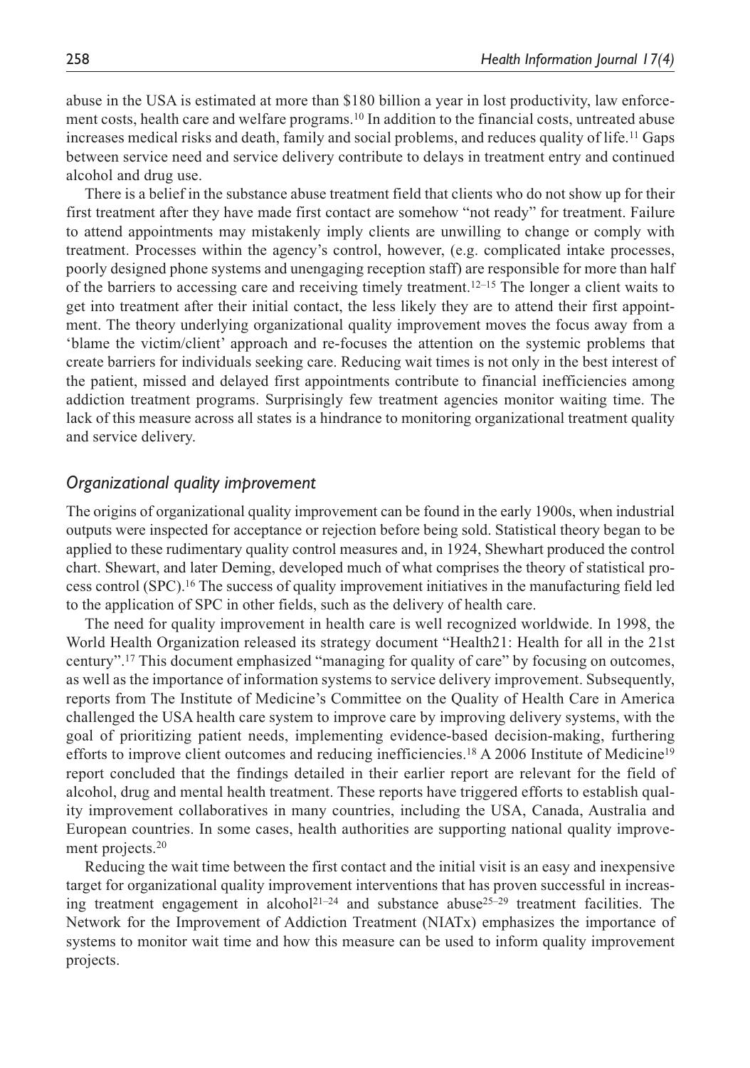abuse in the USA is estimated at more than $180 billion a year in lost productivity, law enforcement costs, health care and welfare programs.[10] In addition to the financial costs, untreated abuse increases medical risks and death, family and social problems, and reduces quality of life.[11] Gaps between service need and service delivery contribute to delays in treatment entry and continued alcohol and drug use.

There is a belief in the substance abuse treatment field that clients who do not show up for their first treatment after they have made first contact are somehow "not ready" for treatment. Failure to attend appointments may mistakenly imply clients are unwilling to change or comply with treatment. Processes within the agency's control, however, (e.g. complicated intake processes, poorly designed phone systems and unengaging reception staff) are responsible for more than half of the barriers to accessing care and receiving timely treatment.[12–15] The longer a client waits to get into treatment after their initial contact, the less likely they are to attend their first appointment. The theory underlying organizational quality improvement moves the focus away from a 'blame the victim/client' approach and re-focuses the attention on the systemic problems that create barriers for individuals seeking care. Reducing wait times is not only in the best interest of the patient, missed and delayed first appointments contribute to financial inefficiencies among addiction treatment programs. Surprisingly few treatment agencies monitor waiting time. The lack of this measure across all states is a hindrance to monitoring organizational treatment quality and service delivery.

## *Organizational quality improvement*

The origins of organizational quality improvement can be found in the early 1900s, when industrial outputs were inspected for acceptance or rejection before being sold. Statistical theory began to be applied to these rudimentary quality control measures and, in 1924, Shewhart produced the control chart. Shewart, and later Deming, developed much of what comprises the theory of statistical process control (SPC).[16] The success of quality improvement initiatives in the manufacturing field led to the application of SPC in other fields, such as the delivery of health care.

The need for quality improvement in health care is well recognized worldwide. In 1998, the World Health Organization released its strategy document "Health21: Health for all in the 21st century".[17] This document emphasized "managing for quality of care" by focusing on outcomes, as well as the importance of information systems to service delivery improvement. Subsequently, reports from The Institute of Medicine's Committee on the Quality of Health Care in America challenged the USA health care system to improve care by improving delivery systems, with the goal of prioritizing patient needs, implementing evidence-based decision-making, furthering efforts to improve client outcomes and reducing inefficiencies.[18] A 2006 Institute of Medicine[19] report concluded that the findings detailed in their earlier report are relevant for the field of alcohol, drug and mental health treatment. These reports have triggered efforts to establish quality improvement collaboratives in many countries, including the USA, Canada, Australia and European countries. In some cases, health authorities are supporting national quality improvement projects.[20]

Reducing the wait time between the first contact and the initial visit is an easy and inexpensive target for organizational quality improvement interventions that has proven successful in increasing treatment engagement in alcohol[21–24] and substance abuse[25–29] treatment facilities. The Network for the Improvement of Addiction Treatment (NIATx) emphasizes the importance of systems to monitor wait time and how this measure can be used to inform quality improvement projects.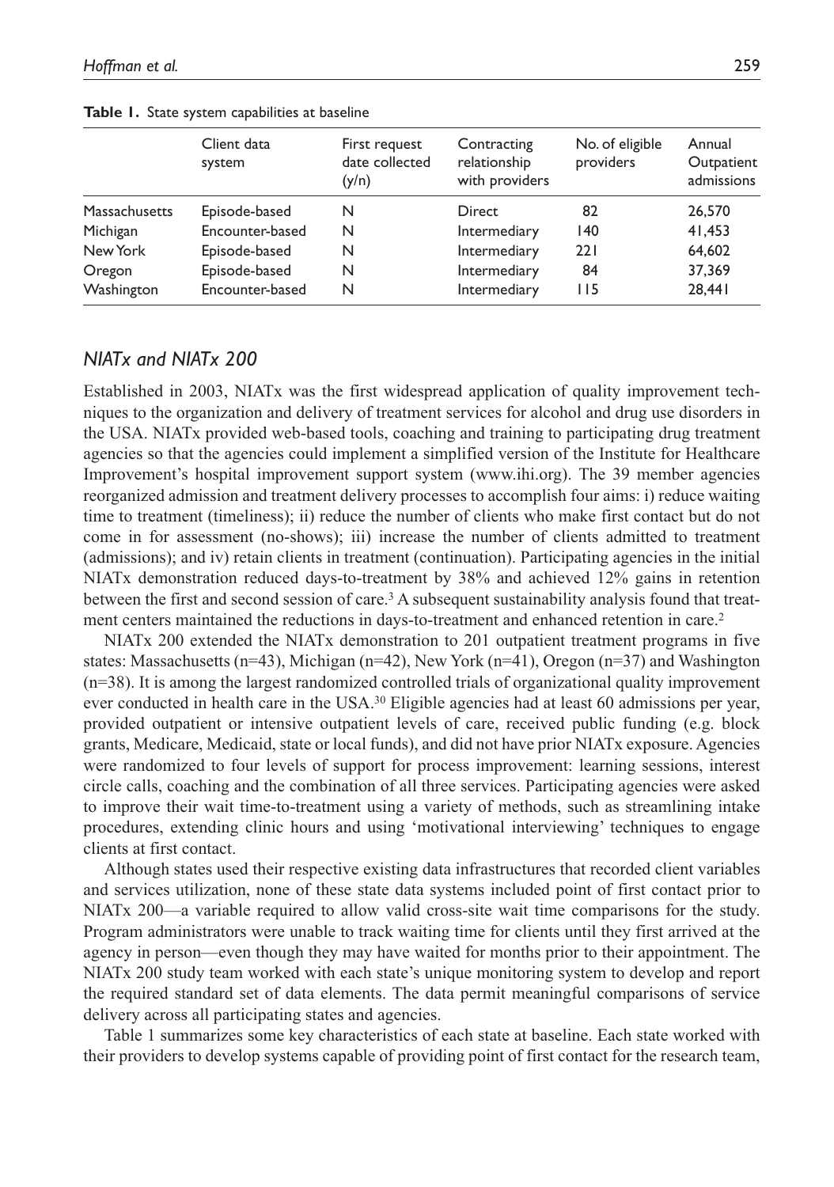**Table 1.** State system capabilities at baseline

| | Client data system | First request date collected (y/n) | Contracting relationship with providers | No. of eligible providers | Annual Outpatient admissions |
|---|---|---|---|---|---|
| Massachusetts | Episode-based | N | Direct | 82 | 26,570 |
| Michigan | Encounter-based | N | Intermediary | 140 | 41,453 |
| New York | Episode-based | N | Intermediary | 221 | 64,602 |
| Oregon | Episode-based | N | Intermediary | 84 | 37,369 |
| Washington | Encounter-based | N | Intermediary | 115 | 28,441 |

### *NIATx and NIATx 200*

Established in 2003, NIATx was the first widespread application of quality improvement techniques to the organization and delivery of treatment services for alcohol and drug use disorders in the USA. NIATx provided web-based tools, coaching and training to participating drug treatment agencies so that the agencies could implement a simplified version of the Institute for Healthcare Improvement's hospital improvement support system (www.ihi.org). The 39 member agencies reorganized admission and treatment delivery processes to accomplish four aims: i) reduce waiting time to treatment (timeliness); ii) reduce the number of clients who make first contact but do not come in for assessment (no-shows); iii) increase the number of clients admitted to treatment (admissions); and iv) retain clients in treatment (continuation). Participating agencies in the initial NIATx demonstration reduced days-to-treatment by 38% and achieved 12% gains in retention between the first and second session of care.[3] A subsequent sustainability analysis found that treatment centers maintained the reductions in days-to-treatment and enhanced retention in care.[2]

NIATx 200 extended the NIATx demonstration to 201 outpatient treatment programs in five states: Massachusetts (n=43), Michigan (n=42), New York (n=41), Oregon (n=37) and Washington (n=38). It is among the largest randomized controlled trials of organizational quality improvement ever conducted in health care in the USA.[30] Eligible agencies had at least 60 admissions per year, provided outpatient or intensive outpatient levels of care, received public funding (e.g. block grants, Medicare, Medicaid, state or local funds), and did not have prior NIATx exposure. Agencies were randomized to four levels of support for process improvement: learning sessions, interest circle calls, coaching and the combination of all three services. Participating agencies were asked to improve their wait time-to-treatment using a variety of methods, such as streamlining intake procedures, extending clinic hours and using 'motivational interviewing' techniques to engage clients at first contact.

Although states used their respective existing data infrastructures that recorded client variables and services utilization, none of these state data systems included point of first contact prior to NIATx 200—a variable required to allow valid cross-site wait time comparisons for the study. Program administrators were unable to track waiting time for clients until they first arrived at the agency in person—even though they may have waited for months prior to their appointment. The NIATx 200 study team worked with each state's unique monitoring system to develop and report the required standard set of data elements. The data permit meaningful comparisons of service delivery across all participating states and agencies.

Table 1 summarizes some key characteristics of each state at baseline. Each state worked with their providers to develop systems capable of providing point of first contact for the research team,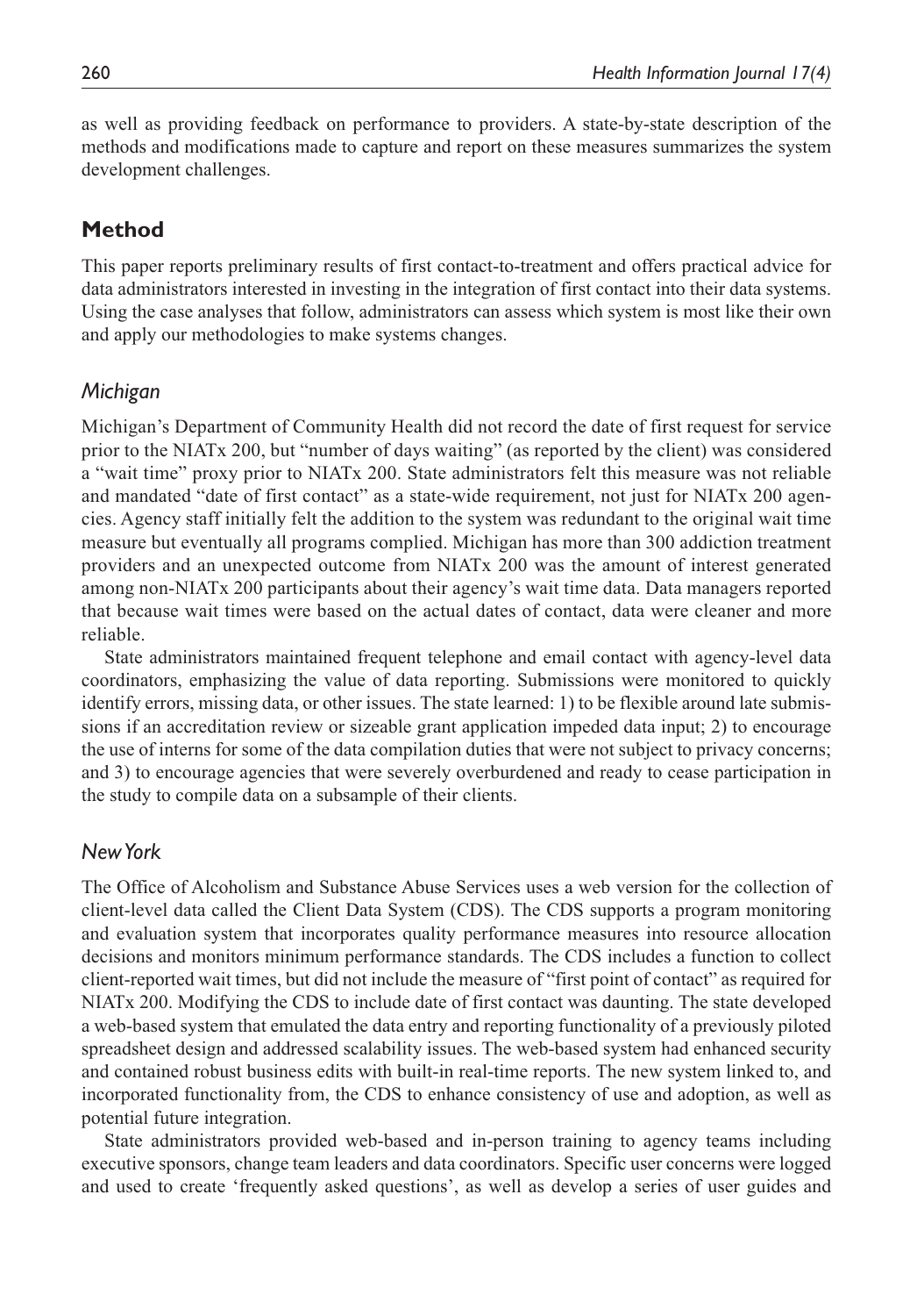as well as providing feedback on performance to providers. A state-by-state description of the methods and modifications made to capture and report on these measures summarizes the system development challenges.

## Method

This paper reports preliminary results of first contact-to-treatment and offers practical advice for data administrators interested in investing in the integration of first contact into their data systems. Using the case analyses that follow, administrators can assess which system is most like their own and apply our methodologies to make systems changes.

### *Michigan*

Michigan's Department of Community Health did not record the date of first request for service prior to the NIATx 200, but "number of days waiting" (as reported by the client) was considered a "wait time" proxy prior to NIATx 200. State administrators felt this measure was not reliable and mandated "date of first contact" as a state-wide requirement, not just for NIATx 200 agencies. Agency staff initially felt the addition to the system was redundant to the original wait time measure but eventually all programs complied. Michigan has more than 300 addiction treatment providers and an unexpected outcome from NIATx 200 was the amount of interest generated among non-NIATx 200 participants about their agency's wait time data. Data managers reported that because wait times were based on the actual dates of contact, data were cleaner and more reliable.

State administrators maintained frequent telephone and email contact with agency-level data coordinators, emphasizing the value of data reporting. Submissions were monitored to quickly identify errors, missing data, or other issues. The state learned: 1) to be flexible around late submissions if an accreditation review or sizeable grant application impeded data input; 2) to encourage the use of interns for some of the data compilation duties that were not subject to privacy concerns; and 3) to encourage agencies that were severely overburdened and ready to cease participation in the study to compile data on a subsample of their clients.

### *New York*

The Office of Alcoholism and Substance Abuse Services uses a web version for the collection of client-level data called the Client Data System (CDS). The CDS supports a program monitoring and evaluation system that incorporates quality performance measures into resource allocation decisions and monitors minimum performance standards. The CDS includes a function to collect client-reported wait times, but did not include the measure of "first point of contact" as required for NIATx 200. Modifying the CDS to include date of first contact was daunting. The state developed a web-based system that emulated the data entry and reporting functionality of a previously piloted spreadsheet design and addressed scalability issues. The web-based system had enhanced security and contained robust business edits with built-in real-time reports. The new system linked to, and incorporated functionality from, the CDS to enhance consistency of use and adoption, as well as potential future integration.

State administrators provided web-based and in-person training to agency teams including executive sponsors, change team leaders and data coordinators. Specific user concerns were logged and used to create 'frequently asked questions', as well as develop a series of user guides and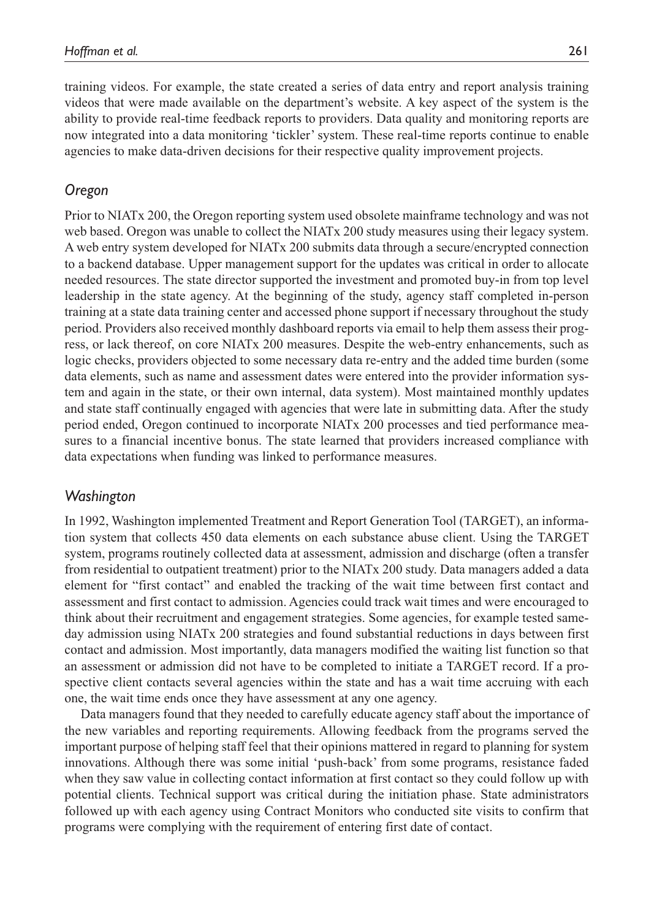training videos. For example, the state created a series of data entry and report analysis training videos that were made available on the department's website. A key aspect of the system is the ability to provide real-time feedback reports to providers. Data quality and monitoring reports are now integrated into a data monitoring 'tickler' system. These real-time reports continue to enable agencies to make data-driven decisions for their respective quality improvement projects.

## *Oregon*

Prior to NIATx 200, the Oregon reporting system used obsolete mainframe technology and was not web based. Oregon was unable to collect the NIATx 200 study measures using their legacy system. A web entry system developed for NIATx 200 submits data through a secure/encrypted connection to a backend database. Upper management support for the updates was critical in order to allocate needed resources. The state director supported the investment and promoted buy-in from top level leadership in the state agency. At the beginning of the study, agency staff completed in-person training at a state data training center and accessed phone support if necessary throughout the study period. Providers also received monthly dashboard reports via email to help them assess their progress, or lack thereof, on core NIATx 200 measures. Despite the web-entry enhancements, such as logic checks, providers objected to some necessary data re-entry and the added time burden (some data elements, such as name and assessment dates were entered into the provider information system and again in the state, or their own internal, data system). Most maintained monthly updates and state staff continually engaged with agencies that were late in submitting data. After the study period ended, Oregon continued to incorporate NIATx 200 processes and tied performance measures to a financial incentive bonus. The state learned that providers increased compliance with data expectations when funding was linked to performance measures.

## *Washington*

In 1992, Washington implemented Treatment and Report Generation Tool (TARGET), an information system that collects 450 data elements on each substance abuse client. Using the TARGET system, programs routinely collected data at assessment, admission and discharge (often a transfer from residential to outpatient treatment) prior to the NIATx 200 study. Data managers added a data element for "first contact" and enabled the tracking of the wait time between first contact and assessment and first contact to admission. Agencies could track wait times and were encouraged to think about their recruitment and engagement strategies. Some agencies, for example tested same-day admission using NIATx 200 strategies and found substantial reductions in days between first contact and admission. Most importantly, data managers modified the waiting list function so that an assessment or admission did not have to be completed to initiate a TARGET record. If a prospective client contacts several agencies within the state and has a wait time accruing with each one, the wait time ends once they have assessment at any one agency.

Data managers found that they needed to carefully educate agency staff about the importance of the new variables and reporting requirements. Allowing feedback from the programs served the important purpose of helping staff feel that their opinions mattered in regard to planning for system innovations. Although there was some initial 'push-back' from some programs, resistance faded when they saw value in collecting contact information at first contact so they could follow up with potential clients. Technical support was critical during the initiation phase. State administrators followed up with each agency using Contract Monitors who conducted site visits to confirm that programs were complying with the requirement of entering first date of contact.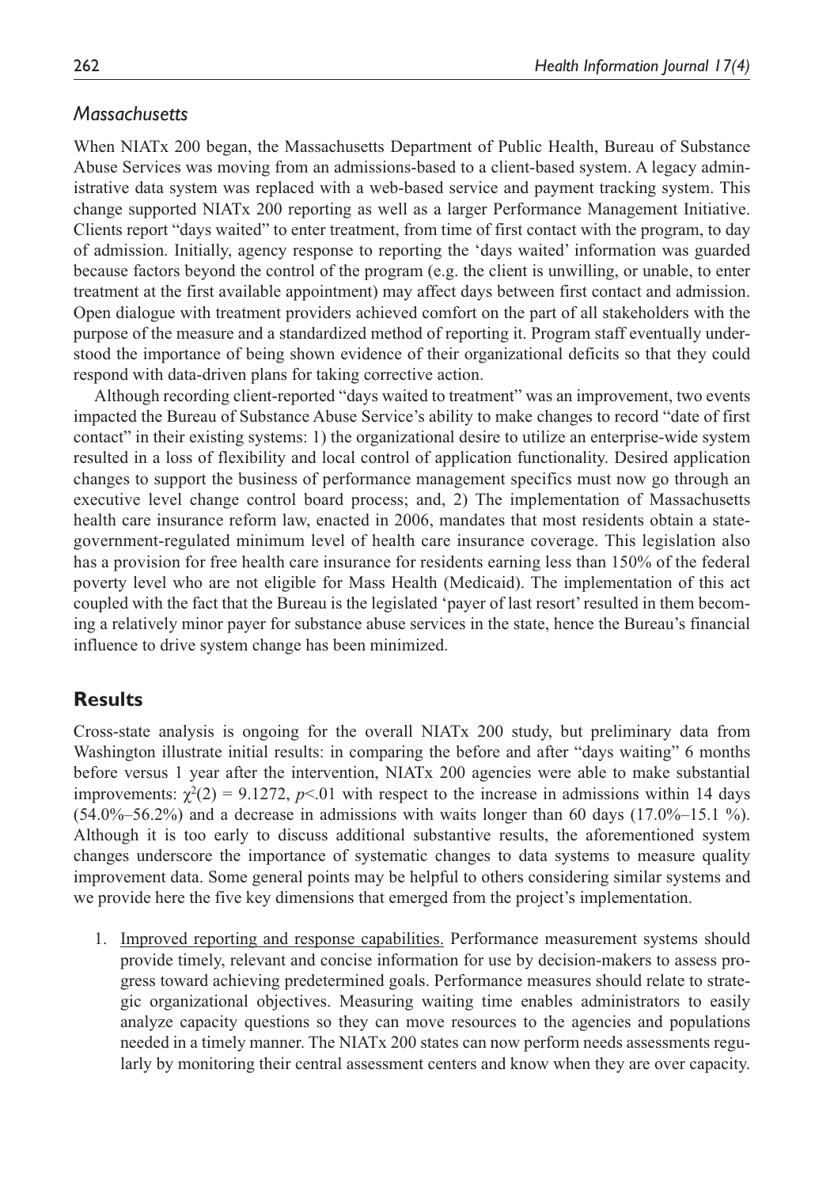### *Massachusetts*

When NIATx 200 began, the Massachusetts Department of Public Health, Bureau of Substance Abuse Services was moving from an admissions-based to a client-based system. A legacy administrative data system was replaced with a web-based service and payment tracking system. This change supported NIATx 200 reporting as well as a larger Performance Management Initiative. Clients report "days waited" to enter treatment, from time of first contact with the program, to day of admission. Initially, agency response to reporting the 'days waited' information was guarded because factors beyond the control of the program (e.g. the client is unwilling, or unable, to enter treatment at the first available appointment) may affect days between first contact and admission. Open dialogue with treatment providers achieved comfort on the part of all stakeholders with the purpose of the measure and a standardized method of reporting it. Program staff eventually understood the importance of being shown evidence of their organizational deficits so that they could respond with data-driven plans for taking corrective action.

Although recording client-reported "days waited to treatment" was an improvement, two events impacted the Bureau of Substance Abuse Service's ability to make changes to record "date of first contact" in their existing systems: 1) the organizational desire to utilize an enterprise-wide system resulted in a loss of flexibility and local control of application functionality. Desired application changes to support the business of performance management specifics must now go through an executive level change control board process; and, 2) The implementation of Massachusetts health care insurance reform law, enacted in 2006, mandates that most residents obtain a state-government-regulated minimum level of health care insurance coverage. This legislation also has a provision for free health care insurance for residents earning less than 150% of the federal poverty level who are not eligible for Mass Health (Medicaid). The implementation of this act coupled with the fact that the Bureau is the legislated 'payer of last resort' resulted in them becoming a relatively minor payer for substance abuse services in the state, hence the Bureau's financial influence to drive system change has been minimized.

## Results

Cross-state analysis is ongoing for the overall NIATx 200 study, but preliminary data from Washington illustrate initial results: in comparing the before and after "days waiting" 6 months before versus 1 year after the intervention, NIATx 200 agencies were able to make substantial improvements: $\chi^2(2) = 9.1272$, $p<.01$ with respect to the increase in admissions within 14 days (54.0%–56.2%) and a decrease in admissions with waits longer than 60 days (17.0%–15.1 %). Although it is too early to discuss additional substantive results, the aforementioned system changes underscore the importance of systematic changes to data systems to measure quality improvement data. Some general points may be helpful to others considering similar systems and we provide here the five key dimensions that emerged from the project's implementation.

1. Improved reporting and response capabilities. Performance measurement systems should provide timely, relevant and concise information for use by decision-makers to assess progress toward achieving predetermined goals. Performance measures should relate to strategic organizational objectives. Measuring waiting time enables administrators to easily analyze capacity questions so they can move resources to the agencies and populations needed in a timely manner. The NIATx 200 states can now perform needs assessments regularly by monitoring their central assessment centers and know when they are over capacity.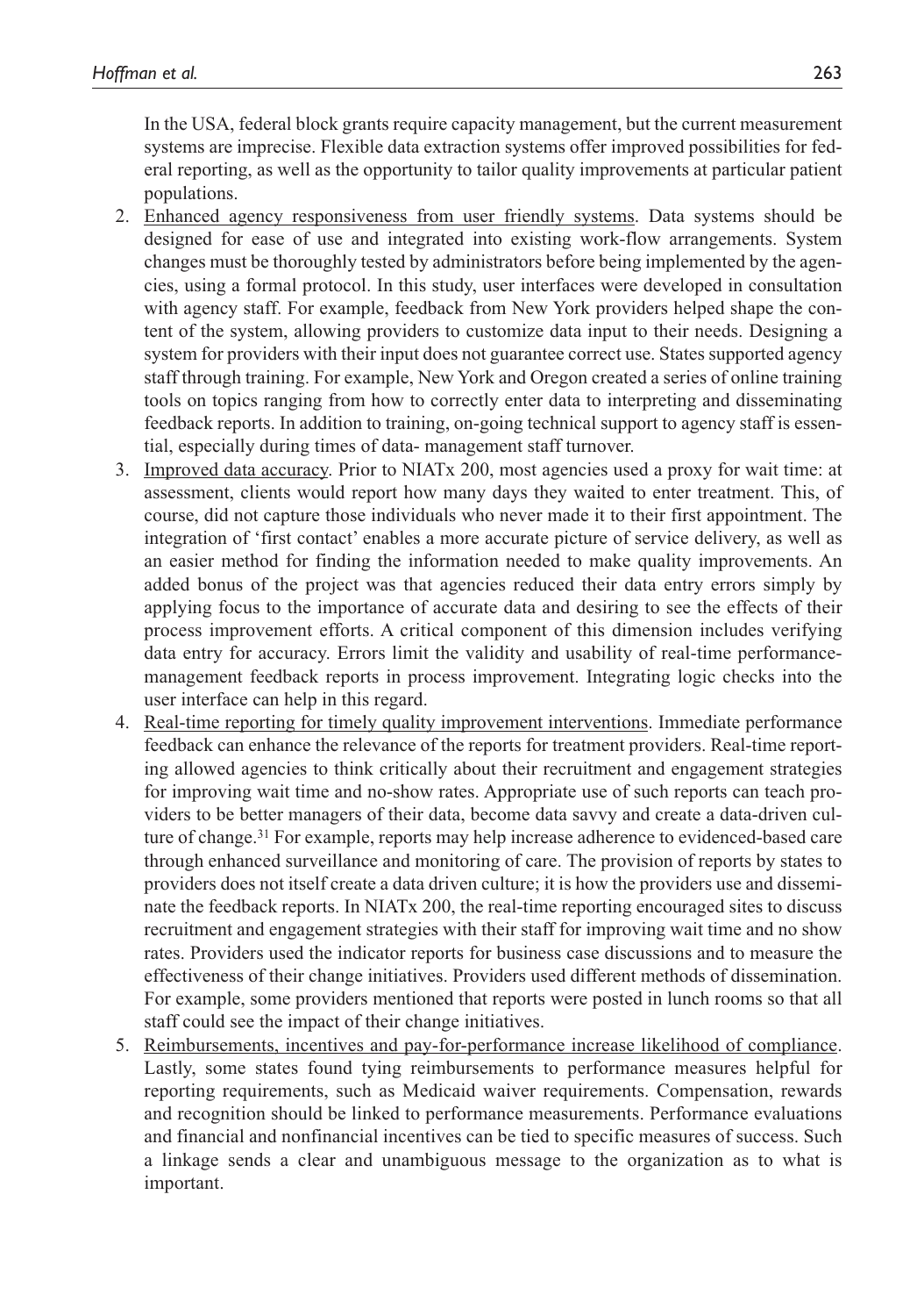In the USA, federal block grants require capacity management, but the current measurement systems are imprecise. Flexible data extraction systems offer improved possibilities for federal reporting, as well as the opportunity to tailor quality improvements at particular patient populations.

2. Enhanced agency responsiveness from user friendly systems. Data systems should be designed for ease of use and integrated into existing work-flow arrangements. System changes must be thoroughly tested by administrators before being implemented by the agencies, using a formal protocol. In this study, user interfaces were developed in consultation with agency staff. For example, feedback from New York providers helped shape the content of the system, allowing providers to customize data input to their needs. Designing a system for providers with their input does not guarantee correct use. States supported agency staff through training. For example, New York and Oregon created a series of online training tools on topics ranging from how to correctly enter data to interpreting and disseminating feedback reports. In addition to training, on-going technical support to agency staff is essential, especially during times of data- management staff turnover.
3. Improved data accuracy. Prior to NIATx 200, most agencies used a proxy for wait time: at assessment, clients would report how many days they waited to enter treatment. This, of course, did not capture those individuals who never made it to their first appointment. The integration of 'first contact' enables a more accurate picture of service delivery, as well as an easier method for finding the information needed to make quality improvements. An added bonus of the project was that agencies reduced their data entry errors simply by applying focus to the importance of accurate data and desiring to see the effects of their process improvement efforts. A critical component of this dimension includes verifying data entry for accuracy. Errors limit the validity and usability of real-time performance-management feedback reports in process improvement. Integrating logic checks into the user interface can help in this regard.
4. Real-time reporting for timely quality improvement interventions. Immediate performance feedback can enhance the relevance of the reports for treatment providers. Real-time reporting allowed agencies to think critically about their recruitment and engagement strategies for improving wait time and no-show rates. Appropriate use of such reports can teach providers to be better managers of their data, become data savvy and create a data-driven culture of change.[31] For example, reports may help increase adherence to evidenced-based care through enhanced surveillance and monitoring of care. The provision of reports by states to providers does not itself create a data driven culture; it is how the providers use and disseminate the feedback reports. In NIATx 200, the real-time reporting encouraged sites to discuss recruitment and engagement strategies with their staff for improving wait time and no show rates. Providers used the indicator reports for business case discussions and to measure the effectiveness of their change initiatives. Providers used different methods of dissemination. For example, some providers mentioned that reports were posted in lunch rooms so that all staff could see the impact of their change initiatives.
5. Reimbursements, incentives and pay-for-performance increase likelihood of compliance. Lastly, some states found tying reimbursements to performance measures helpful for reporting requirements, such as Medicaid waiver requirements. Compensation, rewards and recognition should be linked to performance measurements. Performance evaluations and financial and nonfinancial incentives can be tied to specific measures of success. Such a linkage sends a clear and unambiguous message to the organization as to what is important.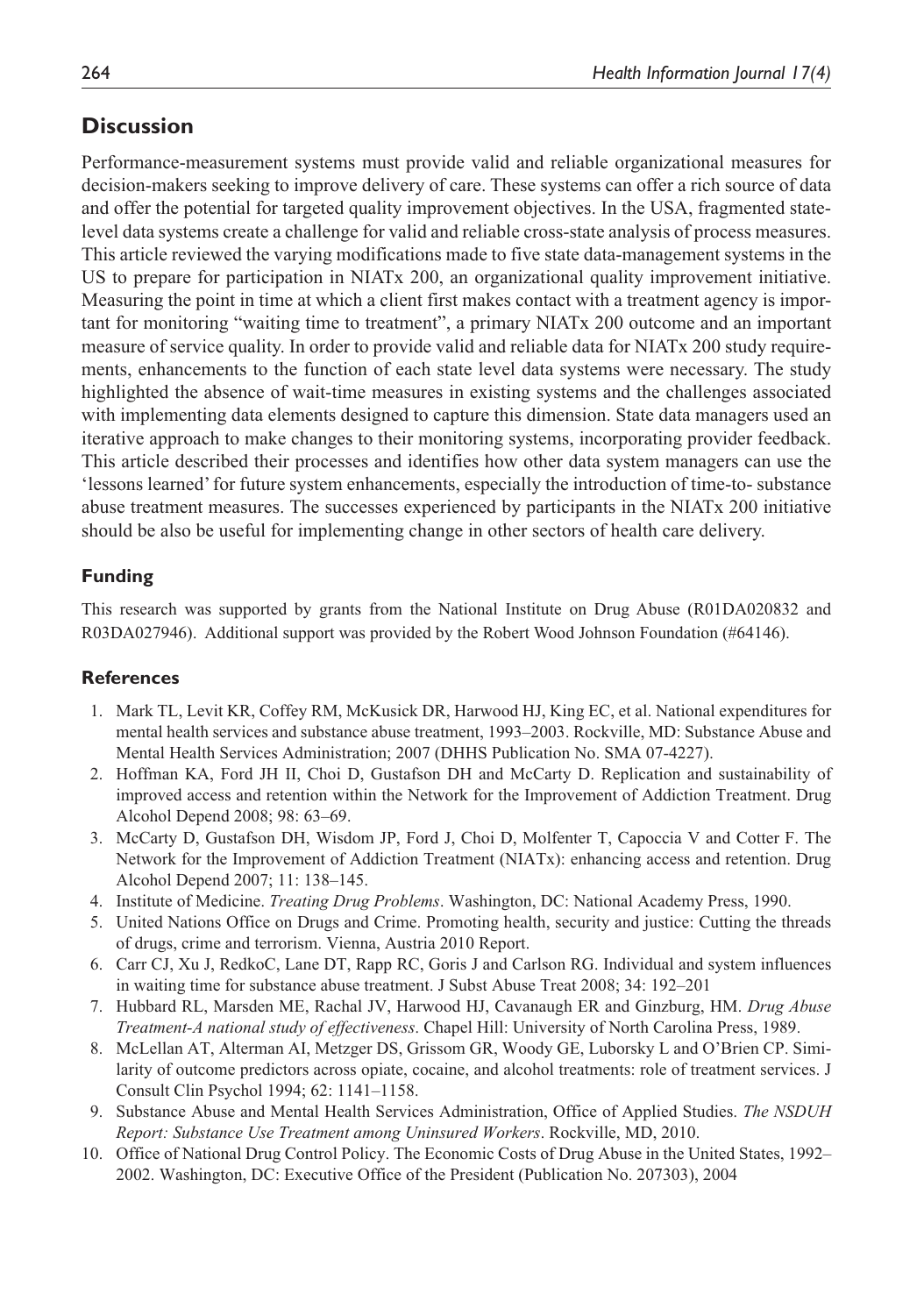## Discussion

Performance-measurement systems must provide valid and reliable organizational measures for decision-makers seeking to improve delivery of care. These systems can offer a rich source of data and offer the potential for targeted quality improvement objectives. In the USA, fragmented state-level data systems create a challenge for valid and reliable cross-state analysis of process measures. This article reviewed the varying modifications made to five state data-management systems in the US to prepare for participation in NIATx 200, an organizational quality improvement initiative. Measuring the point in time at which a client first makes contact with a treatment agency is important for monitoring "waiting time to treatment", a primary NIATx 200 outcome and an important measure of service quality. In order to provide valid and reliable data for NIATx 200 study requirements, enhancements to the function of each state level data systems were necessary. The study highlighted the absence of wait-time measures in existing systems and the challenges associated with implementing data elements designed to capture this dimension. State data managers used an iterative approach to make changes to their monitoring systems, incorporating provider feedback. This article described their processes and identifies how other data system managers can use the 'lessons learned' for future system enhancements, especially the introduction of time-to- substance abuse treatment measures. The successes experienced by participants in the NIATx 200 initiative should be also be useful for implementing change in other sectors of health care delivery.

### Funding

This research was supported by grants from the National Institute on Drug Abuse (R01DA020832 and R03DA027946). Additional support was provided by the Robert Wood Johnson Foundation (#64146).

### References

1. Mark TL, Levit KR, Coffey RM, McKusick DR, Harwood HJ, King EC, et al. National expenditures for mental health services and substance abuse treatment, 1993–2003. Rockville, MD: Substance Abuse and Mental Health Services Administration; 2007 (DHHS Publication No. SMA 07-4227).
2. Hoffman KA, Ford JH II, Choi D, Gustafson DH and McCarty D. Replication and sustainability of improved access and retention within the Network for the Improvement of Addiction Treatment. Drug Alcohol Depend 2008; 98: 63–69.
3. McCarty D, Gustafson DH, Wisdom JP, Ford J, Choi D, Molfenter T, Capoccia V and Cotter F. The Network for the Improvement of Addiction Treatment (NIATx): enhancing access and retention. Drug Alcohol Depend 2007; 11: 138–145.
4. Institute of Medicine. *Treating Drug Problems*. Washington, DC: National Academy Press, 1990.
5. United Nations Office on Drugs and Crime. Promoting health, security and justice: Cutting the threads of drugs, crime and terrorism. Vienna, Austria 2010 Report.
6. Carr CJ, Xu J, RedkoC, Lane DT, Rapp RC, Goris J and Carlson RG. Individual and system influences in waiting time for substance abuse treatment. J Subst Abuse Treat 2008; 34: 192–201
7. Hubbard RL, Marsden ME, Rachal JV, Harwood HJ, Cavanaugh ER and Ginzburg, HM. *Drug Abuse Treatment-A national study of effectiveness*. Chapel Hill: University of North Carolina Press, 1989.
8. McLellan AT, Alterman AI, Metzger DS, Grissom GR, Woody GE, Luborsky L and O'Brien CP. Similarity of outcome predictors across opiate, cocaine, and alcohol treatments: role of treatment services. J Consult Clin Psychol 1994; 62: 1141–1158.
9. Substance Abuse and Mental Health Services Administration, Office of Applied Studies. *The NSDUH Report: Substance Use Treatment among Uninsured Workers*. Rockville, MD, 2010.
10. Office of National Drug Control Policy. The Economic Costs of Drug Abuse in the United States, 1992–2002. Washington, DC: Executive Office of the President (Publication No. 207303), 2004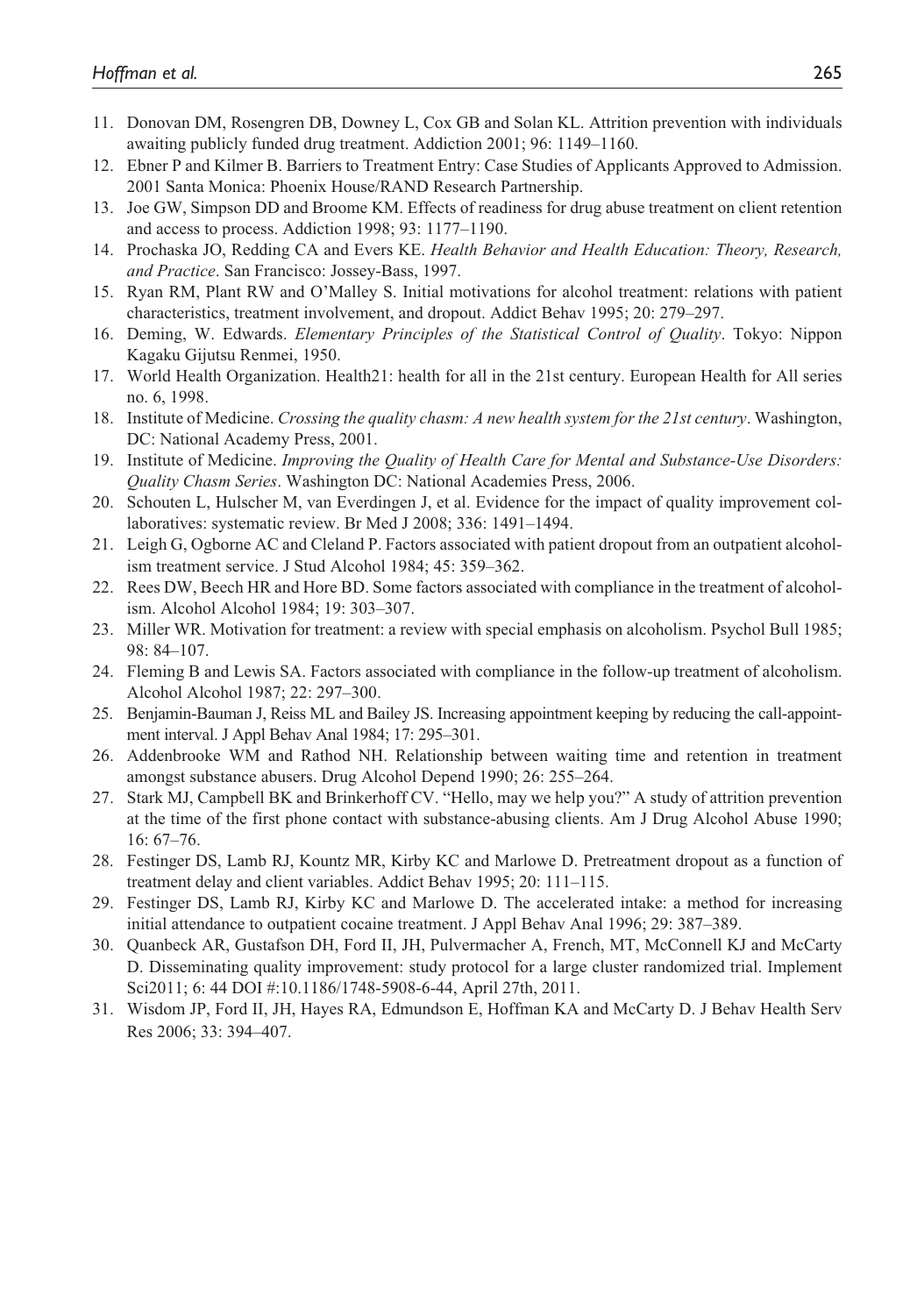11. Donovan DM, Rosengren DB, Downey L, Cox GB and Solan KL. Attrition prevention with individuals awaiting publicly funded drug treatment. Addiction 2001; 96: 1149–1160.
12. Ebner P and Kilmer B. Barriers to Treatment Entry: Case Studies of Applicants Approved to Admission. 2001 Santa Monica: Phoenix House/RAND Research Partnership.
13. Joe GW, Simpson DD and Broome KM. Effects of readiness for drug abuse treatment on client retention and access to process. Addiction 1998; 93: 1177–1190.
14. Prochaska JO, Redding CA and Evers KE. *Health Behavior and Health Education: Theory, Research, and Practice*. San Francisco: Jossey-Bass, 1997.
15. Ryan RM, Plant RW and O'Malley S. Initial motivations for alcohol treatment: relations with patient characteristics, treatment involvement, and dropout. Addict Behav 1995; 20: 279–297.
16. Deming, W. Edwards. *Elementary Principles of the Statistical Control of Quality*. Tokyo: Nippon Kagaku Gijutsu Renmei, 1950.
17. World Health Organization. Health21: health for all in the 21st century. European Health for All series no. 6, 1998.
18. Institute of Medicine. *Crossing the quality chasm: A new health system for the 21st century*. Washington, DC: National Academy Press, 2001.
19. Institute of Medicine. *Improving the Quality of Health Care for Mental and Substance-Use Disorders: Quality Chasm Series*. Washington DC: National Academies Press, 2006.
20. Schouten L, Hulscher M, van Everdingen J, et al. Evidence for the impact of quality improvement collaboratives: systematic review. Br Med J 2008; 336: 1491–1494.
21. Leigh G, Ogborne AC and Cleland P. Factors associated with patient dropout from an outpatient alcoholism treatment service. J Stud Alcohol 1984; 45: 359–362.
22. Rees DW, Beech HR and Hore BD. Some factors associated with compliance in the treatment of alcoholism. Alcohol Alcohol 1984; 19: 303–307.
23. Miller WR. Motivation for treatment: a review with special emphasis on alcoholism. Psychol Bull 1985; 98: 84–107.
24. Fleming B and Lewis SA. Factors associated with compliance in the follow-up treatment of alcoholism. Alcohol Alcohol 1987; 22: 297–300.
25. Benjamin-Bauman J, Reiss ML and Bailey JS. Increasing appointment keeping by reducing the call-appointment interval. J Appl Behav Anal 1984; 17: 295–301.
26. Addenbrooke WM and Rathod NH. Relationship between waiting time and retention in treatment amongst substance abusers. Drug Alcohol Depend 1990; 26: 255–264.
27. Stark MJ, Campbell BK and Brinkerhoff CV. "Hello, may we help you?" A study of attrition prevention at the time of the first phone contact with substance-abusing clients. Am J Drug Alcohol Abuse 1990; 16: 67–76.
28. Festinger DS, Lamb RJ, Kountz MR, Kirby KC and Marlowe D. Pretreatment dropout as a function of treatment delay and client variables. Addict Behav 1995; 20: 111–115.
29. Festinger DS, Lamb RJ, Kirby KC and Marlowe D. The accelerated intake: a method for increasing initial attendance to outpatient cocaine treatment. J Appl Behav Anal 1996; 29: 387–389.
30. Quanbeck AR, Gustafson DH, Ford II, JH, Pulvermacher A, French, MT, McConnell KJ and McCarty D. Disseminating quality improvement: study protocol for a large cluster randomized trial. Implement Sci2011; 6: 44 DOI #:10.1186/1748-5908-6-44, April 27th, 2011.
31. Wisdom JP, Ford II, JH, Hayes RA, Edmundson E, Hoffman KA and McCarty D. J Behav Health Serv Res 2006; 33: 394–407.